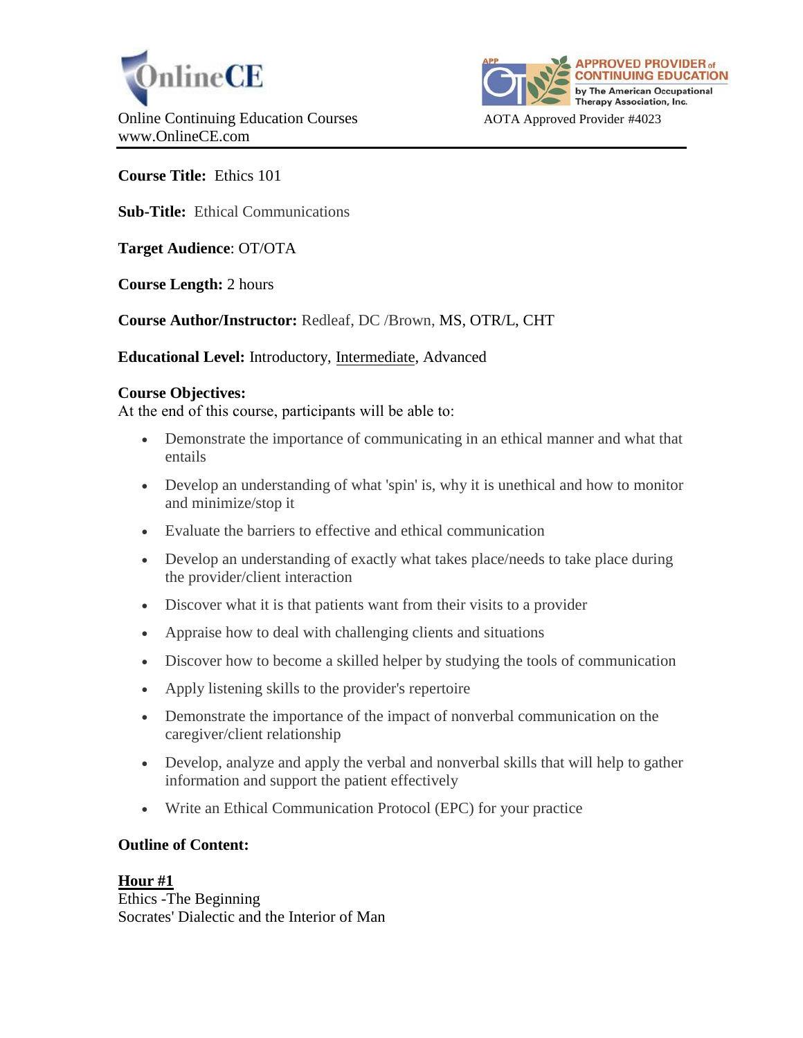OnlineCE

Online Continuing Education Courses
www.OnlineCE.com

APPROVED PROVIDER of CONTINUING EDUCATION by The American Occupational Therapy Association, Inc.

AOTA Approved Provider #4023

---

**Course Title:** Ethics 101

**Sub-Title:** Ethical Communications

**Target Audience**: OT/OTA

**Course Length:** 2 hours

**Course Author/Instructor:** Redleaf, DC /Brown, MS, OTR/L, CHT

**Educational Level:** Introductory, Intermediate, Advanced

**Course Objectives:**
At the end of this course, participants will be able to:

- Demonstrate the importance of communicating in an ethical manner and what that entails
- Develop an understanding of what 'spin' is, why it is unethical and how to monitor and minimize/stop it
- Evaluate the barriers to effective and ethical communication
- Develop an understanding of exactly what takes place/needs to take place during the provider/client interaction
- Discover what it is that patients want from their visits to a provider
- Appraise how to deal with challenging clients and situations
- Discover how to become a skilled helper by studying the tools of communication
- Apply listening skills to the provider's repertoire
- Demonstrate the importance of the impact of nonverbal communication on the caregiver/client relationship
- Develop, analyze and apply the verbal and nonverbal skills that will help to gather information and support the patient effectively
- Write an Ethical Communication Protocol (EPC) for your practice

**Outline of Content:**

**Hour #1**
Ethics -The Beginning
Socrates' Dialectic and the Interior of Man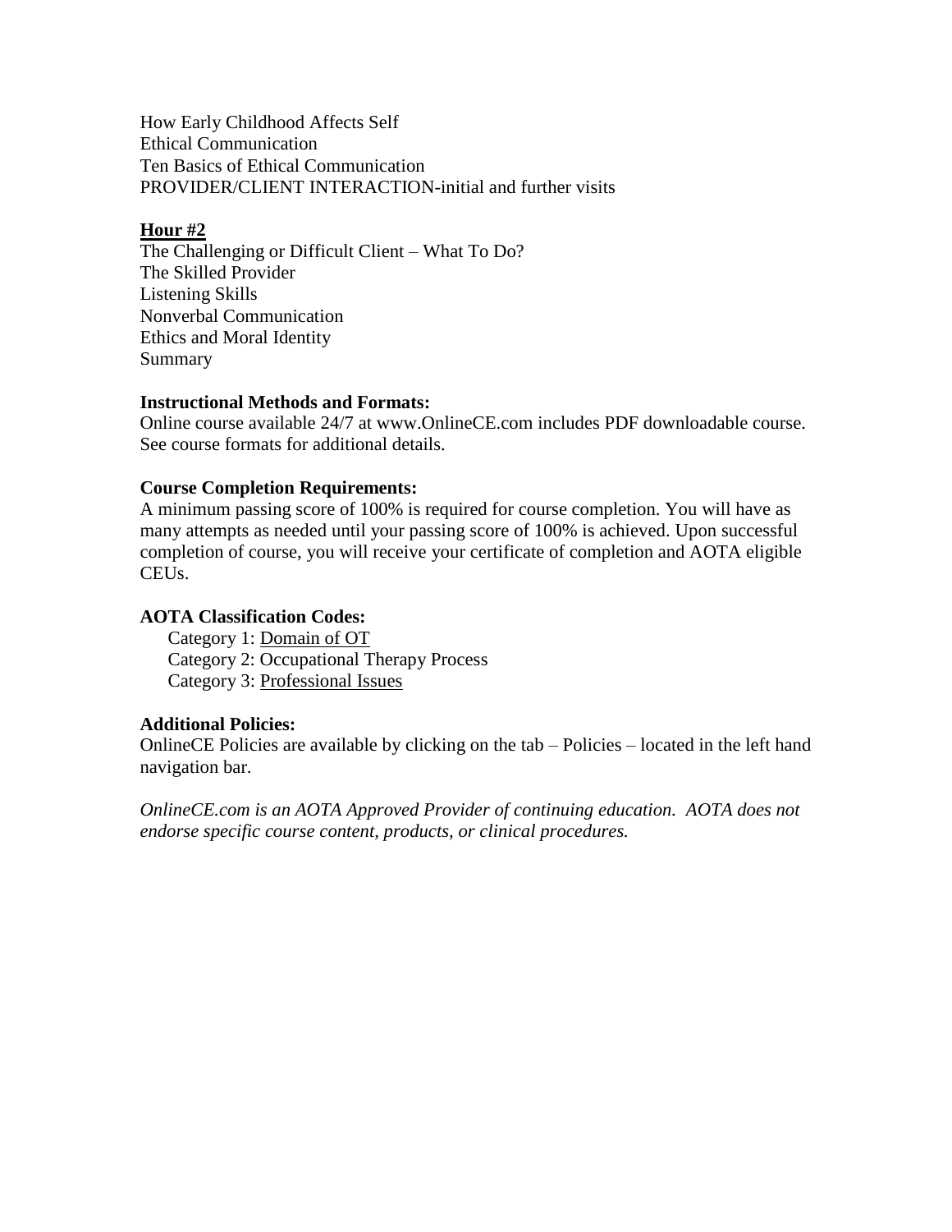How Early Childhood Affects Self
Ethical Communication
Ten Basics of Ethical Communication
PROVIDER/CLIENT INTERACTION-initial and further visits

**Hour #2**

The Challenging or Difficult Client – What To Do?
The Skilled Provider
Listening Skills
Nonverbal Communication
Ethics and Moral Identity
Summary

**Instructional Methods and Formats:**
Online course available 24/7 at www.OnlineCE.com includes PDF downloadable course. See course formats for additional details.

**Course Completion Requirements:**
A minimum passing score of 100% is required for course completion. You will have as many attempts as needed until your passing score of 100% is achieved. Upon successful completion of course, you will receive your certificate of completion and AOTA eligible CEUs.

**AOTA Classification Codes:**

Category 1: Domain of OT
Category 2: Occupational Therapy Process
Category 3: Professional Issues

**Additional Policies:**
OnlineCE Policies are available by clicking on the tab – Policies – located in the left hand navigation bar.

*OnlineCE.com is an AOTA Approved Provider of continuing education. AOTA does not endorse specific course content, products, or clinical procedures.*